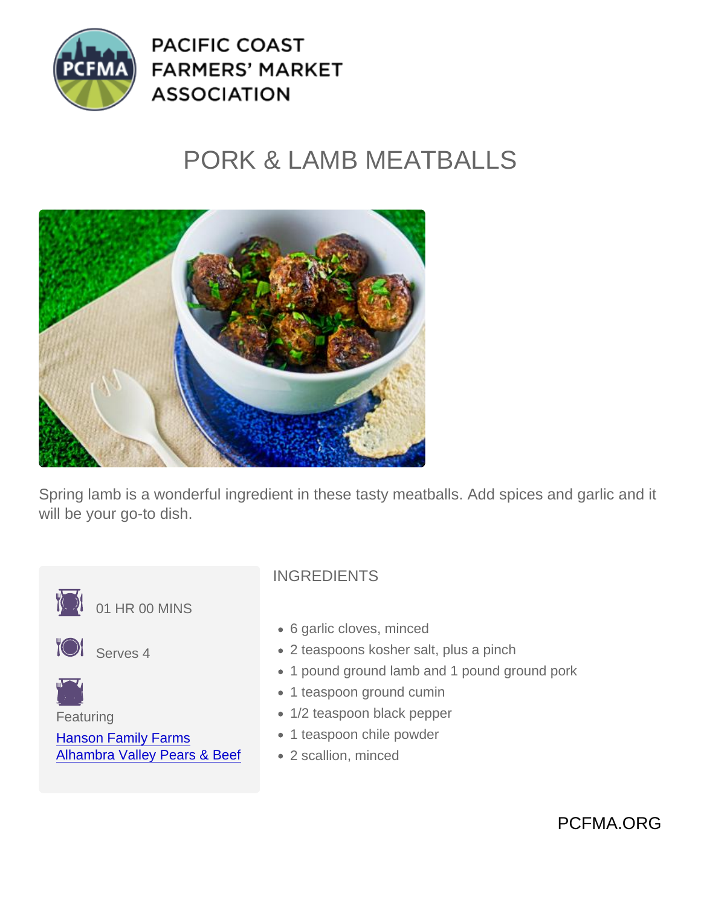PACIFIC COAST FARMERS' MARKET ASSOCIATION

# PORK & LAMB MEATBALLS

Spring lamb is a wonderful ingredient in these tasty meatballs. Add spices and garlic and it will be your go-to dish.

01 HR 00 MINS

Serves 4

Featuring

[Hanson Family Farms]
[Alhambra Valley Pears & Beef]

## INGREDIENTS

- 6 garlic cloves, minced
- 2 teaspoons kosher salt, plus a pinch
- 1 pound ground lamb and 1 pound ground pork
- 1 teaspoon ground cumin
- 1/2 teaspoon black pepper
- 1 teaspoon chile powder
- 2 scallion, minced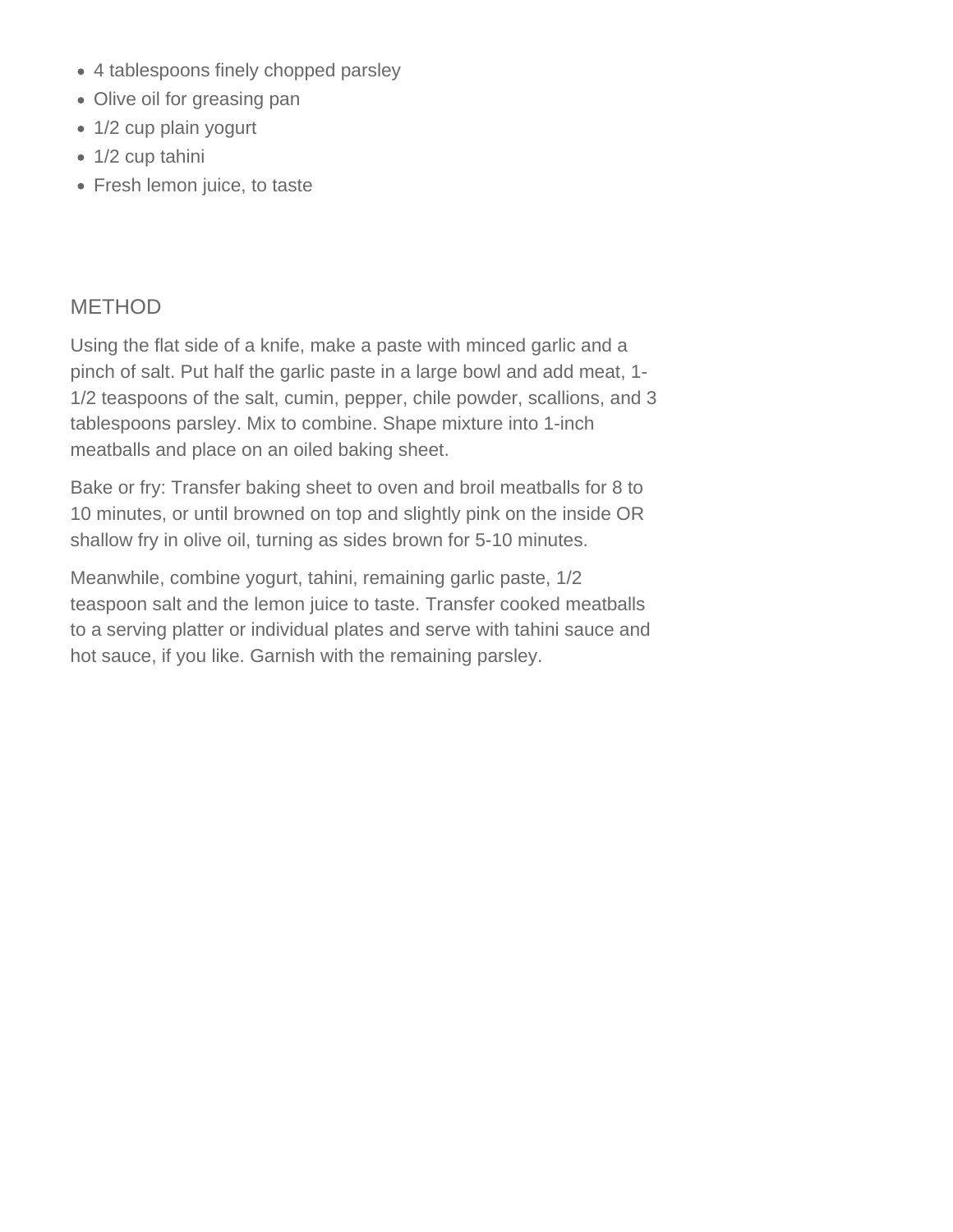- 4 tablespoons finely chopped parsley
- Olive oil for greasing pan
- 1/2 cup plain yogurt
- 1/2 cup tahini
- Fresh lemon juice, to taste

## METHOD

Using the flat side of a knife, make a paste with minced garlic and a pinch of salt. Put half the garlic paste in a large bowl and add meat, 1-1/2 teaspoons of the salt, cumin, pepper, chile powder, scallions, and 3 tablespoons parsley. Mix to combine. Shape mixture into 1-inch meatballs and place on an oiled baking sheet.

Bake or fry: Transfer baking sheet to oven and broil meatballs for 8 to 10 minutes, or until browned on top and slightly pink on the inside OR shallow fry in olive oil, turning as sides brown for 5-10 minutes.

Meanwhile, combine yogurt, tahini, remaining garlic paste, 1/2 teaspoon salt and the lemon juice to taste. Transfer cooked meatballs to a serving platter or individual plates and serve with tahini sauce and hot sauce, if you like. Garnish with the remaining parsley.